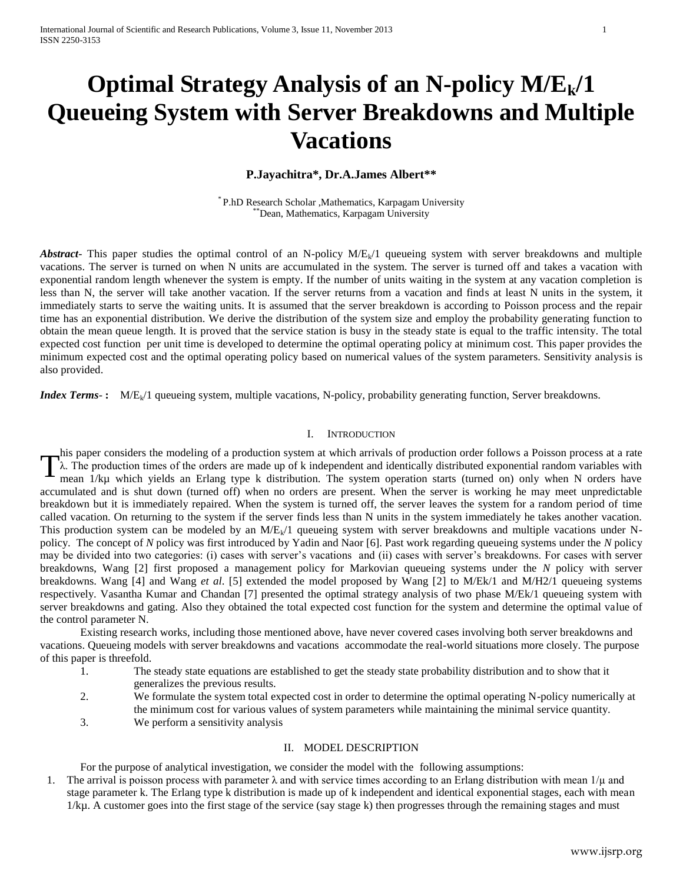# Optimal Strategy Analysis of an N-policy $M/E_k/1$ Queueing System with Server Breakdowns and Multiple Vacations

**P.Jayachitra*, Dr.A.James Albert****

* P.hD Research Scholar ,Mathematics, Karpagam University
** Dean, Mathematics, Karpagam University

***Abstract***- This paper studies the optimal control of an N-policy $M/E_k/1$ queueing system with server breakdowns and multiple vacations. The server is turned on when N units are accumulated in the system. The server is turned off and takes a vacation with exponential random length whenever the system is empty. If the number of units waiting in the system at any vacation completion is less than N, the server will take another vacation. If the server returns from a vacation and finds at least N units in the system, it immediately starts to serve the waiting units. It is assumed that the server breakdown is according to Poisson process and the repair time has an exponential distribution. We derive the distribution of the system size and employ the probability generating function to obtain the mean queue length. It is proved that the service station is busy in the steady state is equal to the traffic intensity. The total expected cost function per unit time is developed to determine the optimal operating policy at minimum cost. This paper provides the minimum expected cost and the optimal operating policy based on numerical values of the system parameters. Sensitivity analysis is also provided.

***Index Terms*- :** $M/E_k/1$ queueing system, multiple vacations, N-policy, probability generating function, Server breakdowns.

## I. Introduction

This paper considers the modeling of a production system at which arrivals of production order follows a Poisson process at a rate λ. The production times of the orders are made up of k independent and identically distributed exponential random variables with mean 1/kμ which yields an Erlang type k distribution. The system operation starts (turned on) only when N orders have accumulated and is shut down (turned off) when no orders are present. When the server is working he may meet unpredictable breakdown but it is immediately repaired. When the system is turned off, the server leaves the system for a random period of time called vacation. On returning to the system if the server finds less than N units in the system immediately he takes another vacation. This production system can be modeled by an $M/E_k/1$ queueing system with server breakdowns and multiple vacations under N-policy. The concept of *N* policy was first introduced by Yadin and Naor [6]. Past work regarding queueing systems under the *N* policy may be divided into two categories: (i) cases with server's vacations and (ii) cases with server's breakdowns. For cases with server breakdowns, Wang [2] first proposed a management policy for Markovian queueing systems under the *N* policy with server breakdowns. Wang [4] and Wang *et al*. [5] extended the model proposed by Wang [2] to M/Ek/1 and M/H2/1 queueing systems respectively. Vasantha Kumar and Chandan [7] presented the optimal strategy analysis of two phase M/Ek/1 queueing system with server breakdowns and gating. Also they obtained the total expected cost function for the system and determine the optimal value of the control parameter N.

Existing research works, including those mentioned above, have never covered cases involving both server breakdowns and vacations. Queueing models with server breakdowns and vacations accommodate the real-world situations more closely. The purpose of this paper is threefold.

1. The steady state equations are established to get the steady state probability distribution and to show that it generalizes the previous results.
2. We formulate the system total expected cost in order to determine the optimal operating N-policy numerically at the minimum cost for various values of system parameters while maintaining the minimal service quantity.
3. We perform a sensitivity analysis

## II. Model Description

For the purpose of analytical investigation, we consider the model with the following assumptions:

1. The arrival is poisson process with parameter λ and with service times according to an Erlang distribution with mean 1/μ and stage parameter k. The Erlang type k distribution is made up of k independent and identical exponential stages, each with mean 1/kμ. A customer goes into the first stage of the service (say stage k) then progresses through the remaining stages and must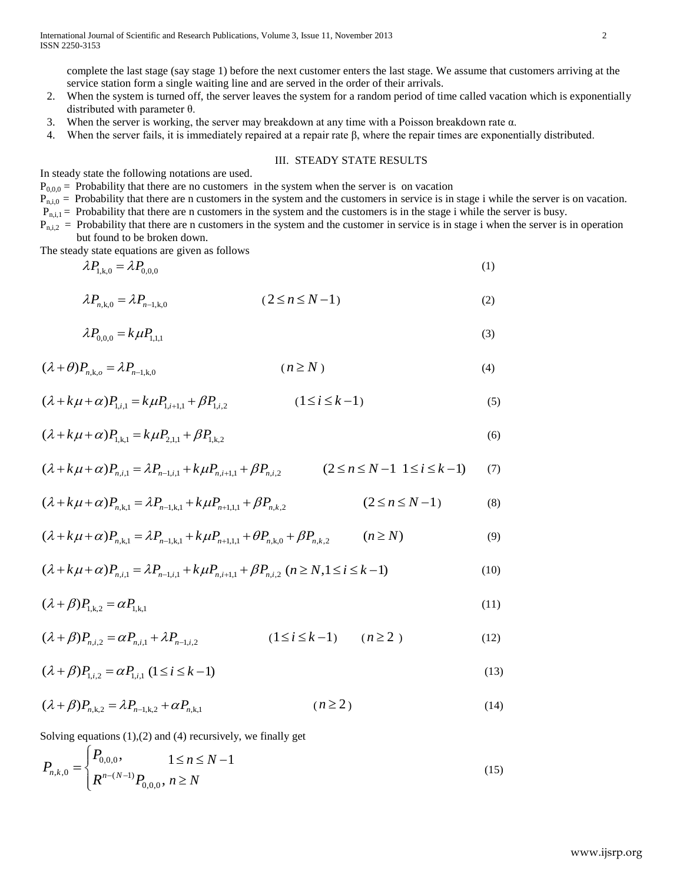complete the last stage (say stage 1) before the next customer enters the last stage. We assume that customers arriving at the service station form a single waiting line and are served in the order of their arrivals.

2. When the system is turned off, the server leaves the system for a random period of time called vacation which is exponentially distributed with parameter θ.
3. When the server is working, the server may breakdown at any time with a Poisson breakdown rate α.
4. When the server fails, it is immediately repaired at a repair rate β, where the repair times are exponentially distributed.

## III. STEADY STATE RESULTS

In steady state the following notations are used.

$P_{0,0,0}$ = Probability that there are no customers in the system when the server is on vacation

$P_{n,i,0}$ = Probability that there are n customers in the system and the customers in service is in stage i while the server is on vacation.

$P_{n,i,1}$ = Probability that there are n customers in the system and the customers is in the stage i while the server is busy.

$P_{n,i,2}$ = Probability that there are n customers in the system and the customer in service is in stage i when the server is in operation but found to be broken down.

The steady state equations are given as follows

$$\lambda P_{1,k,0} = \lambda P_{0,0,0} \tag{1}$$

$$\lambda P_{n,k,0} = \lambda P_{n-1,k,0} \qquad (2 \le n \le N-1) \tag{2}$$

$$\lambda P_{0,0,0} = k\mu P_{1,1,1} \tag{3}$$

$$(\lambda+\theta)P_{n,k,o} = \lambda P_{n-1,k,0} \qquad (n \ge N) \tag{4}$$

$$(\lambda + k\mu + \alpha)P_{1,i,1} = k\mu P_{1,i+1,1} + \beta P_{1,i,2} \qquad (1 \le i \le k-1) \tag{5}$$

$$(\lambda + k\mu + \alpha)P_{1,k,1} = k\mu P_{2,1,1} + \beta P_{1,k,2} \tag{6}$$

$$(\lambda + k\mu + \alpha)P_{n,i,1} = \lambda P_{n-1,i,1} + k\mu P_{n,i+1,1} + \beta P_{n,i,2} \qquad (2 \le n \le N-1 \;\; 1 \le i \le k-1) \tag{7}$$

$$(\lambda + k\mu + \alpha)P_{n,k,1} = \lambda P_{n-1,k,1} + k\mu P_{n+1,1,1} + \beta P_{n,k,2} \qquad (2 \le n \le N-1) \tag{8}$$

$$(\lambda + k\mu + \alpha)P_{n,k,1} = \lambda P_{n-1,k,1} + k\mu P_{n+1,1,1} + \theta P_{n,k,0} + \beta P_{n,k,2} \qquad (n \ge N) \tag{9}$$

$$(\lambda + k\mu + \alpha)P_{n,i,1} = \lambda P_{n-1,i,1} + k\mu P_{n,i+1,1} + \beta P_{n,i,2} \;\; (n \ge N, 1 \le i \le k-1) \tag{10}$$

$$(\lambda+\beta)P_{1,k,2} = \alpha P_{1,k,1} \tag{11}$$

$$(\lambda+\beta)P_{n,i,2} = \alpha P_{n,i,1} + \lambda P_{n-1,i,2} \qquad (1 \le i \le k-1) \qquad (n \ge 2) \tag{12}$$

$$(\lambda+\beta)P_{1,i,2} = \alpha P_{1,i,1} \;\; (1 \le i \le k-1) \tag{13}$$

$$(\lambda+\beta)P_{n,k,2} = \lambda P_{n-1,k,2} + \alpha P_{n,k,1} \qquad (n \ge 2) \tag{14}$$

Solving equations (1),(2) and (4) recursively, we finally get

$$P_{n,k,0} = \begin{cases} P_{0,0,0}, & 1 \le n \le N-1 \\ R^{n-(N-1)} P_{0,0,0}, & n \ge N \end{cases} \tag{15}$$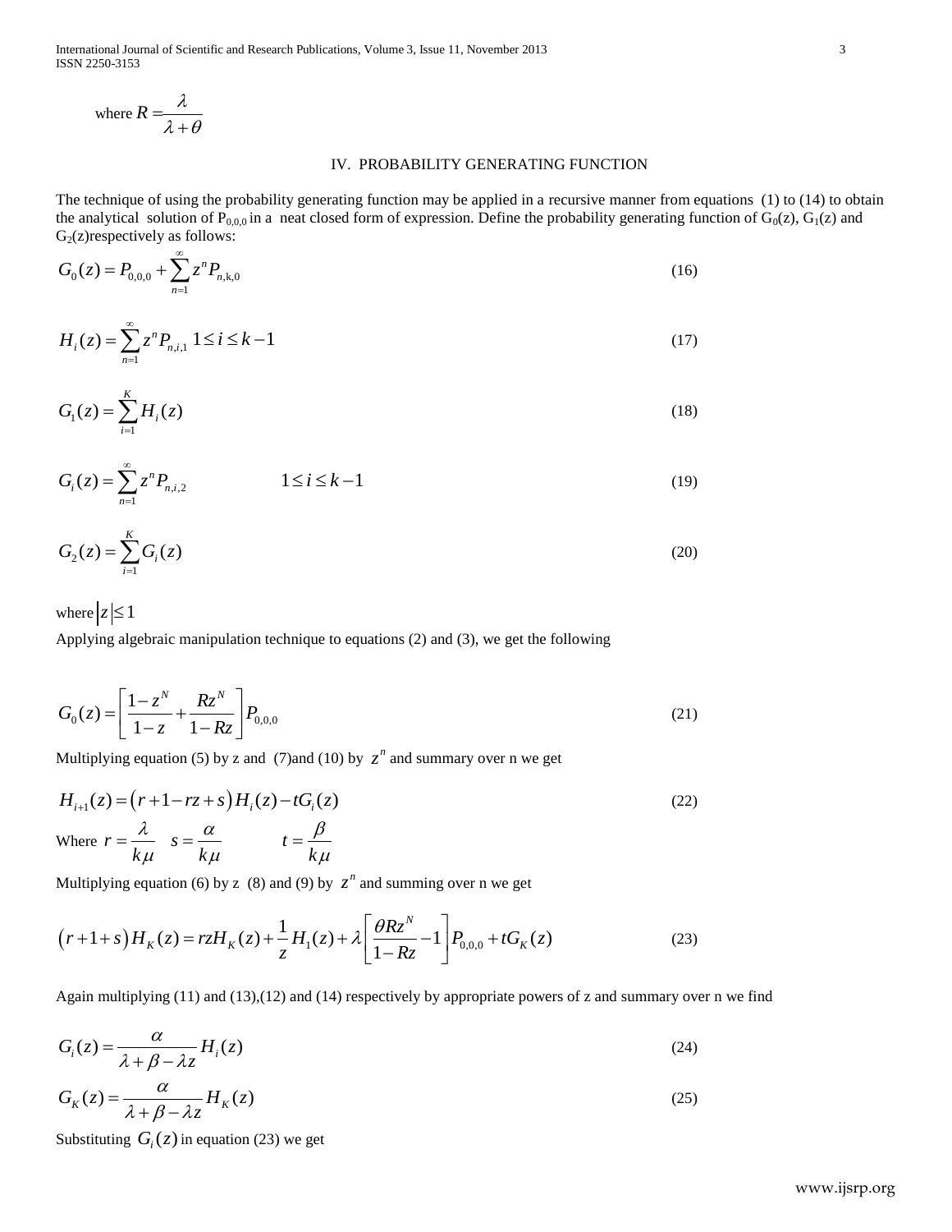where $R = \dfrac{\lambda}{\lambda + \theta}$

## IV. PROBABILITY GENERATING FUNCTION

The technique of using the probability generating function may be applied in a recursive manner from equations (1) to (14) to obtain the analytical solution of $P_{0,0,0}$ in a neat closed form of expression. Define the probability generating function of $G_0(z)$, $G_1(z)$ and $G_2(z)$respectively as follows:

$$G_0(z) = P_{0,0,0} + \sum_{n=1}^{\infty} z^n P_{n,k,0} \tag{16}$$

$$H_i(z) = \sum_{n=1}^{\infty} z^n P_{n,i,1} \quad 1 \le i \le k-1 \tag{17}$$

$$G_1(z) = \sum_{i=1}^{K} H_i(z) \tag{18}$$

$$G_i(z) = \sum_{n=1}^{\infty} z^n P_{n,i,2} \qquad 1 \le i \le k-1 \tag{19}$$

$$G_2(z) = \sum_{i=1}^{K} G_i(z) \tag{20}$$

where $|z| \le 1$

Applying algebraic manipulation technique to equations (2) and (3), we get the following

$$G_0(z) = \left[ \frac{1 - z^N}{1 - z} + \frac{Rz^N}{1 - Rz} \right] P_{0,0,0} \tag{21}$$

Multiplying equation (5) by z and (7)and (10) by $z^n$ and summary over n we get

$$H_{i+1}(z) = \left( r + 1 - rz + s \right) H_i(z) - tG_i(z) \tag{22}$$

Where $r = \dfrac{\lambda}{k\mu}$ $\quad s = \dfrac{\alpha}{k\mu}$ $\qquad t = \dfrac{\beta}{k\mu}$

Multiplying equation (6) by z (8) and (9) by $z^n$ and summing over n we get

$$\left( r + 1 + s \right) H_K(z) = rzH_K(z) + \frac{1}{z} H_1(z) + \lambda \left[ \frac{\theta R z^N}{1 - Rz} - 1 \right] P_{0,0,0} + tG_K(z) \tag{23}$$

Again multiplying (11) and (13),(12) and (14) respectively by appropriate powers of z and summary over n we find

$$G_i(z) = \frac{\alpha}{\lambda + \beta - \lambda z} H_i(z) \tag{24}$$

$$G_K(z) = \frac{\alpha}{\lambda + \beta - \lambda z} H_K(z) \tag{25}$$

Substituting $G_i(z)$ in equation (23) we get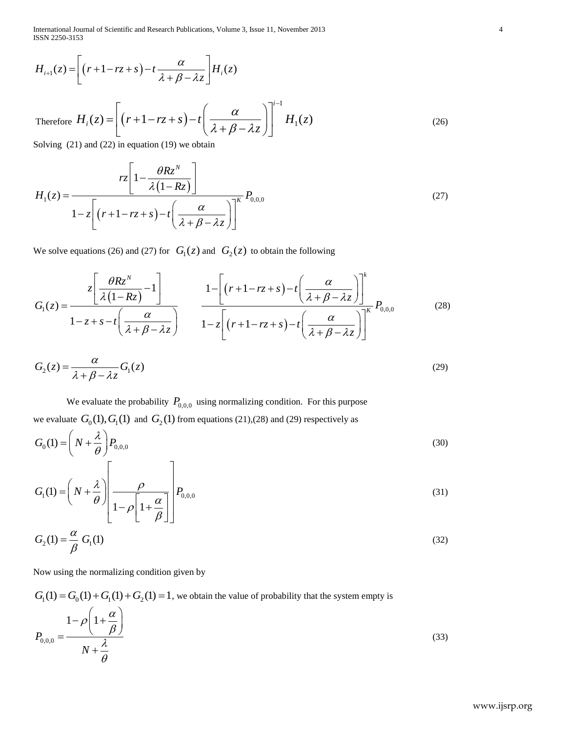$$H_{i+1}(z) = \left[ (r+1-rz+s) - t\frac{\alpha}{\lambda+\beta-\lambda z} \right] H_i(z)$$

Therefore $H_i(z) = \left[ (r+1-rz+s) - t\left( \frac{\alpha}{\lambda+\beta-\lambda z} \right) \right]^{i-1} H_1(z)$ (26)

Solving (21) and (22) in equation (19) we obtain

$$H_1(z) = \frac{rz\left[1 - \frac{\theta R z^N}{\lambda(1-Rz)}\right]}{1 - z\left[(r+1-rz+s) - t\left(\frac{\alpha}{\lambda+\beta-\lambda z}\right)\right]^K} P_{0,0,0} \tag{27}$$

We solve equations (26) and (27) for $G_1(z)$ and $G_2(z)$ to obtain the following

$$G_1(z) = \frac{z\left[\frac{\theta R z^N}{\lambda(1-Rz)} - 1\right]}{1 - z + s - t\left(\frac{\alpha}{\lambda+\beta-\lambda z}\right)} \qquad \frac{1 - \left[(r+1-rz+s) - t\left(\frac{\alpha}{\lambda+\beta-\lambda z}\right)\right]^k}{1 - z\left[(r+1-rz+s) - t\left(\frac{\alpha}{\lambda+\beta-\lambda z}\right)\right]^K} P_{0,0,0} \tag{28}$$

$$G_2(z) = \frac{\alpha}{\lambda+\beta-\lambda z} G_1(z) \tag{29}$$

We evaluate the probability $P_{0,0,0}$ using normalizing condition. For this purpose we evaluate $G_0(1), G_1(1)$ and $G_2(1)$ from equations (21),(28) and (29) respectively as

$$G_0(1) = \left(N + \frac{\lambda}{\theta}\right) P_{0,0,0} \tag{30}$$

$$G_1(1) = \left(N + \frac{\lambda}{\theta}\right) \left[ \frac{\rho}{1 - \rho\left[1 + \frac{\alpha}{\beta}\right]} \right] P_{0,0,0} \tag{31}$$

$$G_2(1) = \frac{\alpha}{\beta} G_1(1) \tag{32}$$

Now using the normalizing condition given by

$G_1(1) = G_0(1) + G_1(1) + G_2(1) = 1$, we obtain the value of probability that the system empty is

$$P_{0,0,0} = \frac{1 - \rho\left(1 + \frac{\alpha}{\beta}\right)}{N + \frac{\lambda}{\theta}} \tag{33}$$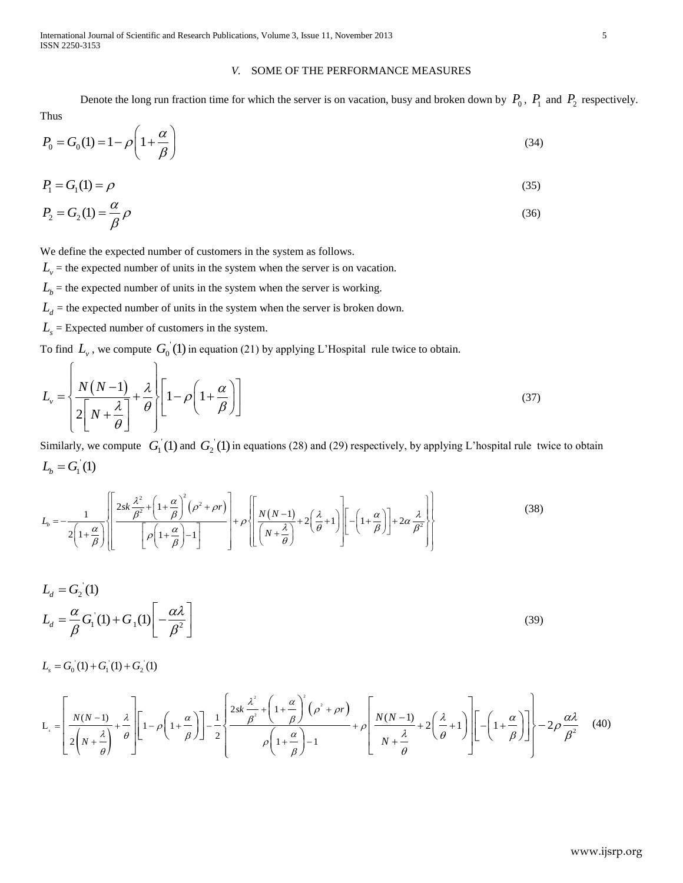## *V.* SOME OF THE PERFORMANCE MEASURES

Denote the long run fraction time for which the server is on vacation, busy and broken down by $P_0$, $P_1$ and $P_2$ respectively. Thus

$$P_0 = G_0(1) = 1 - \rho\left(1 + \frac{\alpha}{\beta}\right) \tag{34}$$

$$P_1 = G_1(1) = \rho \tag{35}$$

$$P_2 = G_2(1) = \frac{\alpha}{\beta}\rho \tag{36}$$

We define the expected number of customers in the system as follows.

$L_v$ = the expected number of units in the system when the server is on vacation.

$L_b$ = the expected number of units in the system when the server is working.

$L_d$ = the expected number of units in the system when the server is broken down.

$L_s$ = Expected number of customers in the system.

To find $L_v$, we compute $G_0^{'}(1)$ in equation (21) by applying L'Hospital rule twice to obtain.

$$L_v = \left\{\frac{N(N-1)}{2\left[N + \frac{\lambda}{\theta}\right]} + \frac{\lambda}{\theta}\right\}\left[1 - \rho\left(1 + \frac{\alpha}{\beta}\right)\right] \tag{37}$$

Similarly, we compute $G_1^{'}(1)$ and $G_2^{'}(1)$ in equations (28) and (29) respectively, by applying L'hospital rule twice to obtain

$L_b = G_1^{'}(1)$

$$L_b = -\frac{1}{2\left(1 + \frac{\alpha}{\beta}\right)}\left\{\left[\frac{2sk\frac{\lambda^2}{\beta^2} + \left(1 + \frac{\alpha}{\beta}\right)^2\left(\rho^2 + \rho r\right)}{\left[\rho\left(1 + \frac{\alpha}{\beta}\right) - 1\right]}\right] + \rho\left\{\left[\frac{N(N-1)}{\left(N + \frac{\lambda}{\theta}\right)} + 2\left(\frac{\lambda}{\theta} + 1\right)\right]\left[-\left(1 + \frac{\alpha}{\beta}\right)\right] + 2\alpha\frac{\lambda}{\beta^2}\right\}\right\} \tag{38}$$

$$L_d = G_2^{'}(1)$$

$$L_d = \frac{\alpha}{\beta}G_1^{'}(1) + G_1(1)\left[-\frac{\alpha\lambda}{\beta^2}\right] \tag{39}$$

$$L_s = G_0^{'}(1) + G_1^{'}(1) + G_2^{'}(1)$$

$$L_s = \left[\frac{N(N-1)}{2\left(N + \frac{\lambda}{\theta}\right)} + \frac{\lambda}{\theta}\right]\left[1 - \rho\left(1 + \frac{\alpha}{\beta}\right)\right] - \frac{1}{2}\left\{\frac{2sk\frac{\lambda^2}{\beta^2} + \left(1 + \frac{\alpha}{\beta}\right)^2\left(\rho^2 + \rho r\right)}{\rho\left(1 + \frac{\alpha}{\beta}\right) - 1} + \rho\left[\frac{N(N-1)}{N + \frac{\lambda}{\theta}} + 2\left(\frac{\lambda}{\theta} + 1\right)\right]\left[-\left(1 + \frac{\alpha}{\beta}\right)\right]\right\} - 2\rho\frac{\alpha\lambda}{\beta^2} \tag{40}$$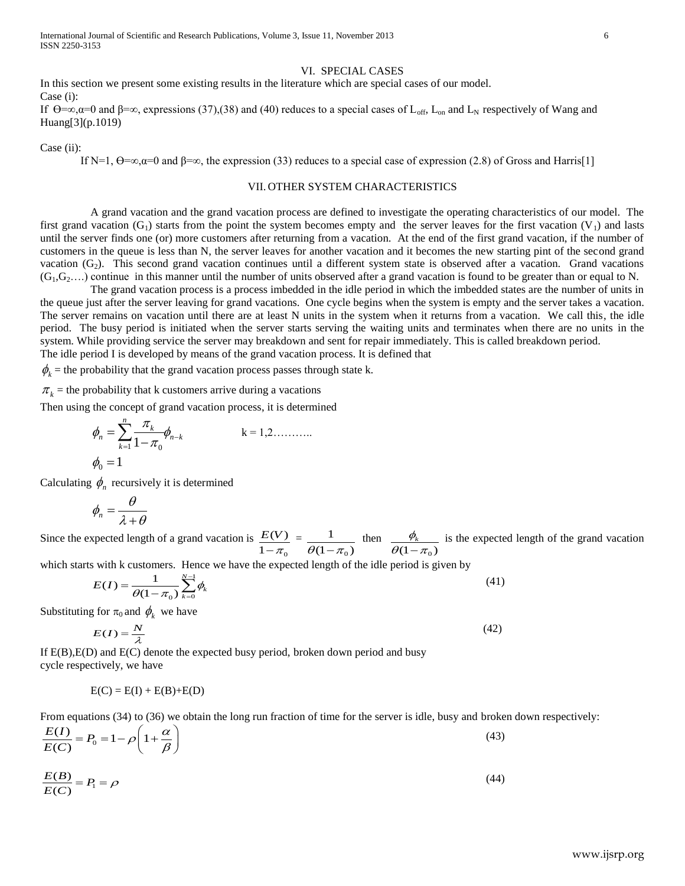## VI. SPECIAL CASES

In this section we present some existing results in the literature which are special cases of our model.

Case (i):

If $\Theta=\infty,\alpha=0$ and $\beta=\infty$, expressions (37),(38) and (40) reduces to a special cases of $L_{off}$, $L_{on}$ and $L_N$ respectively of Wang and Huang[3](p.1019)

Case (ii):

If N=1, $\Theta=\infty,\alpha=0$ and $\beta=\infty$, the expression (33) reduces to a special case of expression (2.8) of Gross and Harris[1]

## VII. OTHER SYSTEM CHARACTERISTICS

A grand vacation and the grand vacation process are defined to investigate the operating characteristics of our model. The first grand vacation ($G_1$) starts from the point the system becomes empty and the server leaves for the first vacation ($V_1$) and lasts until the server finds one (or) more customers after returning from a vacation. At the end of the first grand vacation, if the number of customers in the queue is less than N, the server leaves for another vacation and it becomes the new starting pint of the second grand vacation ($G_2$). This second grand vacation continues until a different system state is observed after a vacation. Grand vacations ($G_1,G_2\ldots$) continue in this manner until the number of units observed after a grand vacation is found to be greater than or equal to N.

The grand vacation process is a process imbedded in the idle period in which the imbedded states are the number of units in the queue just after the server leaving for grand vacations. One cycle begins when the system is empty and the server takes a vacation. The server remains on vacation until there are at least N units in the system when it returns from a vacation. We call this, the idle period. The busy period is initiated when the server starts serving the waiting units and terminates when there are no units in the system. While providing service the server may breakdown and sent for repair immediately. This is called breakdown period.

The idle period I is developed by means of the grand vacation process. It is defined that

$\phi_k$ = the probability that the grand vacation process passes through state k.

$\pi_k$ = the probability that k customers arrive during a vacations

Then using the concept of grand vacation process, it is determined

$$\phi_n = \sum_{k=1}^{n} \frac{\pi_k}{1-\pi_0}\phi_{n-k} \qquad k = 1,2\ldots\ldots\ldots$$

$$\phi_0 = 1$$

Calculating $\phi_n$ recursively it is determined

$$\phi_n = \frac{\theta}{\lambda+\theta}$$

Since the expected length of a grand vacation is $\frac{E(V)}{1-\pi_0} = \frac{1}{\theta(1-\pi_0)}$ then $\frac{\phi_k}{\theta(1-\pi_0)}$ is the expected length of the grand vacation which starts with k customers. Hence we have the expected length of the idle period is given by

$$E(I) = \frac{1}{\theta(1-\pi_0)}\sum_{k=0}^{N-1}\phi_k \tag{41}$$

Substituting for $\pi_0$ and $\phi_k$ we have

$$E(I) = \frac{N}{\lambda} \tag{42}$$

If E(B),E(D) and E(C) denote the expected busy period, broken down period and busy cycle respectively, we have

$$E(C) = E(I) + E(B)+E(D)$$

From equations (34) to (36) we obtain the long run fraction of time for the server is idle, busy and broken down respectively:

$$\frac{E(I)}{E(C)} = P_0 = 1-\rho\left(1+\frac{\alpha}{\beta}\right) \tag{43}$$

$$\frac{E(B)}{E(C)} = P_1 = \rho \tag{44}$$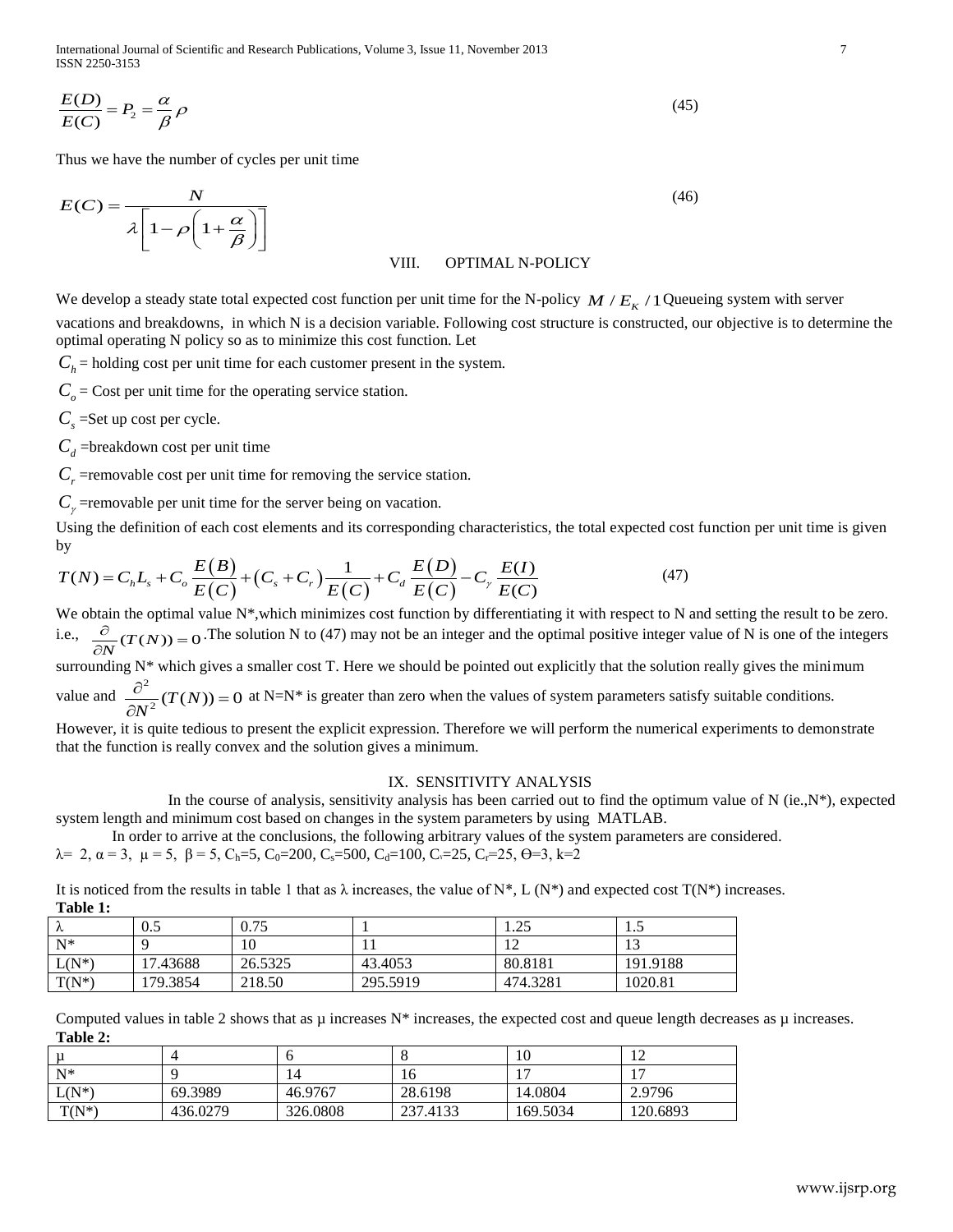$$\frac{E(D)}{E(C)} = P_2 = \frac{\alpha}{\beta}\rho \tag{45}$$

Thus we have the number of cycles per unit time

$$E(C) = \frac{N}{\lambda\left[1-\rho\left(1+\frac{\alpha}{\beta}\right)\right]} \tag{46}$$

## VIII. OPTIMAL N-POLICY

We develop a steady state total expected cost function per unit time for the N-policy $M/E_K/1$ Queueing system with server vacations and breakdowns, in which N is a decision variable. Following cost structure is constructed, our objective is to determine the optimal operating N policy so as to minimize this cost function. Let

$C_h$ = holding cost per unit time for each customer present in the system.

$C_o$ = Cost per unit time for the operating service station.

$C_s$ =Set up cost per cycle.

$C_d$ =breakdown cost per unit time

$C_r$ =removable cost per unit time for removing the service station.

$C_\gamma$ =removable per unit time for the server being on vacation.

Using the definition of each cost elements and its corresponding characteristics, the total expected cost function per unit time is given by

$$T(N) = C_h L_s + C_o \frac{E(B)}{E(C)} + (C_s + C_r)\frac{1}{E(C)} + C_d \frac{E(D)}{E(C)} - C_\gamma \frac{E(I)}{E(C)} \tag{47}$$

We obtain the optimal value N*,which minimizes cost function by differentiating it with respect to N and setting the result to be zero. i.e., $\frac{\partial}{\partial N}(T(N)) = 0$. The solution N to (47) may not be an integer and the optimal positive integer value of N is one of the integers surrounding N* which gives a smaller cost T. Here we should be pointed out explicitly that the solution really gives the minimum value and $\frac{\partial^2}{\partial N^2}(T(N)) = 0$ at N=N* is greater than zero when the values of system parameters satisfy suitable conditions.

However, it is quite tedious to present the explicit expression. Therefore we will perform the numerical experiments to demonstrate that the function is really convex and the solution gives a minimum.

## IX. SENSITIVITY ANALYSIS

In the course of analysis, sensitivity analysis has been carried out to find the optimum value of N (ie.,N*), expected system length and minimum cost based on changes in the system parameters by using MATLAB.

In order to arrive at the conclusions, the following arbitrary values of the system parameters are considered.

$\lambda = 2$, $\alpha = 3$, $\mu = 5$, $\beta = 5$, $C_h=5$, $C_0=200$, $C_s=500$, $C_d=100$, $C_\gamma=25$, $C_r=25$, $\Theta=3$, k=2

It is noticed from the results in table 1 that as λ increases, the value of N*, L (N*) and expected cost T(N*) increases.

**Table 1:**

| λ | 0.5 | 0.75 | 1 | 1.25 | 1.5 |
|---|---|---|---|---|---|
| N* | 9 | 10 | 11 | 12 | 13 |
| L(N*) | 17.43688 | 26.5325 | 43.4053 | 80.8181 | 191.9188 |
| T(N*) | 179.3854 | 218.50 | 295.5919 | 474.3281 | 1020.81 |

Computed values in table 2 shows that as μ increases N* increases, the expected cost and queue length decreases as μ increases.

**Table 2:**

| μ | 4 | 6 | 8 | 10 | 12 |
|---|---|---|---|---|---|
| N* | 9 | 14 | 16 | 17 | 17 |
| L(N*) | 69.3989 | 46.9767 | 28.6198 | 14.0804 | 2.9796 |
| T(N*) | 436.0279 | 326.0808 | 237.4133 | 169.5034 | 120.6893 |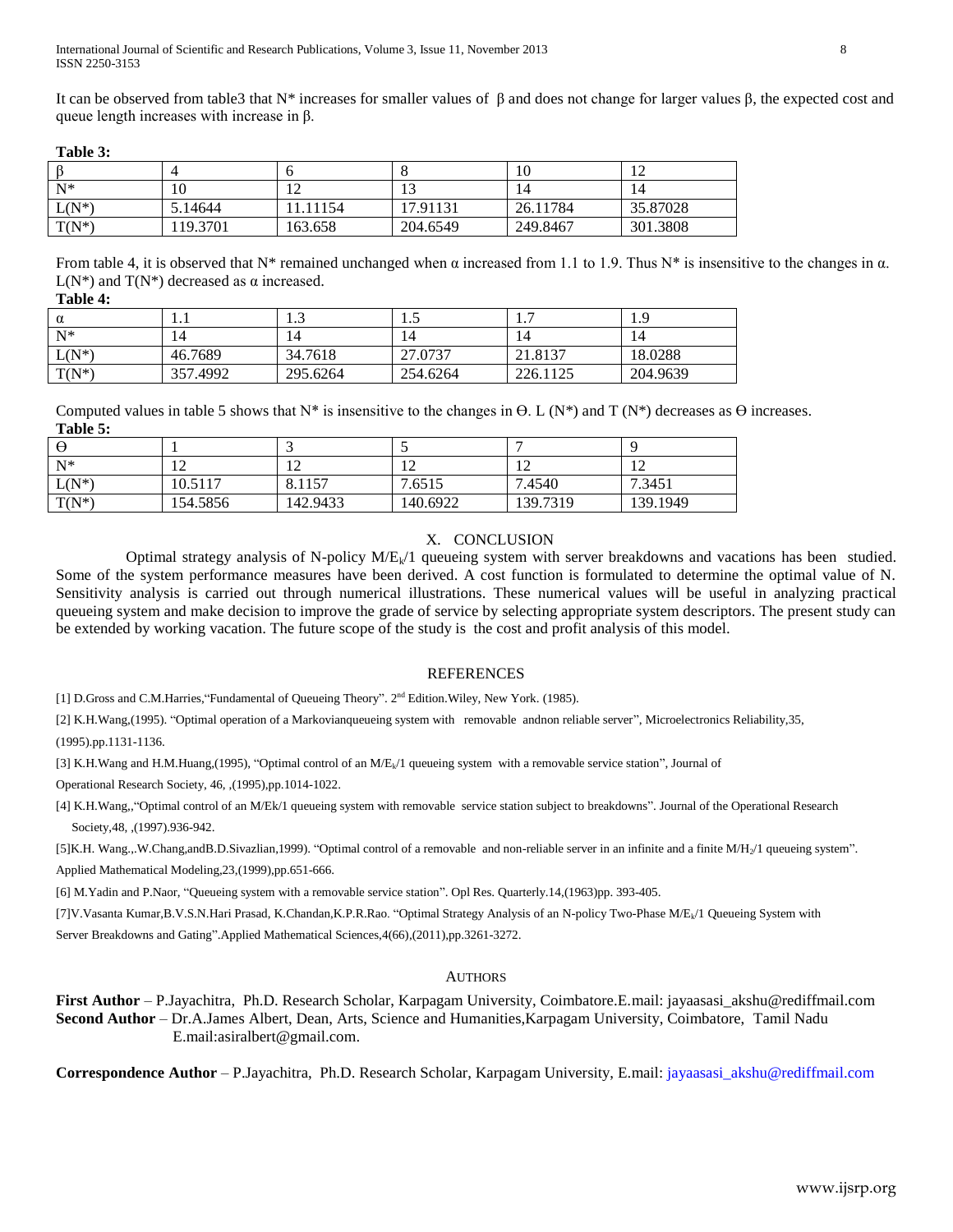It can be observed from table3 that N* increases for smaller values of β and does not change for larger values β, the expected cost and queue length increases with increase in β.

**Table 3:**

| β | 4 | 6 | 8 | 10 | 12 |
|---|---|---|---|---|---|
| N* | 10 | 12 | 13 | 14 | 14 |
| L(N*) | 5.14644 | 11.11154 | 17.91131 | 26.11784 | 35.87028 |
| T(N*) | 119.3701 | 163.658 | 204.6549 | 249.8467 | 301.3808 |

From table 4, it is observed that N* remained unchanged when α increased from 1.1 to 1.9. Thus N* is insensitive to the changes in α. L(N*) and T(N*) decreased as α increased.

**Table 4:**

| α | 1.1 | 1.3 | 1.5 | 1.7 | 1.9 |
|---|---|---|---|---|---|
| N* | 14 | 14 | 14 | 14 | 14 |
| L(N*) | 46.7689 | 34.7618 | 27.0737 | 21.8137 | 18.0288 |
| T(N*) | 357.4992 | 295.6264 | 254.6264 | 226.1125 | 204.9639 |

Computed values in table 5 shows that N* is insensitive to the changes in ϴ. L (N*) and T (N*) decreases as ϴ increases.

**Table 5:**

| ϴ | 1 | 3 | 5 | 7 | 9 |
|---|---|---|---|---|---|
| N* | 12 | 12 | 12 | 12 | 12 |
| L(N*) | 10.5117 | 8.1157 | 7.6515 | 7.4540 | 7.3451 |
| T(N*) | 154.5856 | 142.9433 | 140.6922 | 139.7319 | 139.1949 |

## X. CONCLUSION

Optimal strategy analysis of N-policy $M/E_k/1$ queueing system with server breakdowns and vacations has been studied. Some of the system performance measures have been derived. A cost function is formulated to determine the optimal value of N. Sensitivity analysis is carried out through numerical illustrations. These numerical values will be useful in analyzing practical queueing system and make decision to improve the grade of service by selecting appropriate system descriptors. The present study can be extended by working vacation. The future scope of the study is the cost and profit analysis of this model.

## REFERENCES

[1] D.Gross and C.M.Harries,"Fundamental of Queueing Theory". 2nd Edition.Wiley, New York. (1985).

[2] K.H.Wang,(1995). "Optimal operation of a Markovianqueueing system with removable andnon reliable server", Microelectronics Reliability,35, (1995).pp.1131-1136.

[3] K.H.Wang and H.M.Huang,(1995), "Optimal control of an $M/E_k/1$ queueing system with a removable service station", Journal of Operational Research Society, 46, ,(1995),pp.1014-1022.

[4] K.H.Wang,,"Optimal control of an M/Ek/1 queueing system with removable service station subject to breakdowns". Journal of the Operational Research Society,48, ,(1997).936-942.

[5]K.H. Wang,,.W.Chang,andB.D.Sivazlian,1999). "Optimal control of a removable and non-reliable server in an infinite and a finite $M/H_2/1$ queueing system". Applied Mathematical Modeling,23,(1999),pp.651-666.

[6] M.Yadin and P.Naor, "Queueing system with a removable service station". Opl Res. Quarterly.14,(1963)pp. 393-405.

[7]V.Vasanta Kumar,B.V.S.N.Hari Prasad, K.Chandan,K.P.R.Rao. "Optimal Strategy Analysis of an N-policy Two-Phase $M/E_k/1$ Queueing System with Server Breakdowns and Gating".Applied Mathematical Sciences,4(66),(2011),pp.3261-3272.

## AUTHORS

**First Author** – P.Jayachitra, Ph.D. Research Scholar, Karpagam University, Coimbatore.E.mail: jayaasasi_akshu@rediffmail.com
**Second Author** – Dr.A.James Albert, Dean, Arts, Science and Humanities,Karpagam University, Coimbatore, Tamil Nadu E.mail:asiralbert@gmail.com.

**Correspondence Author** – P.Jayachitra, Ph.D. Research Scholar, Karpagam University, E.mail: jayaasasi_akshu@rediffmail.com